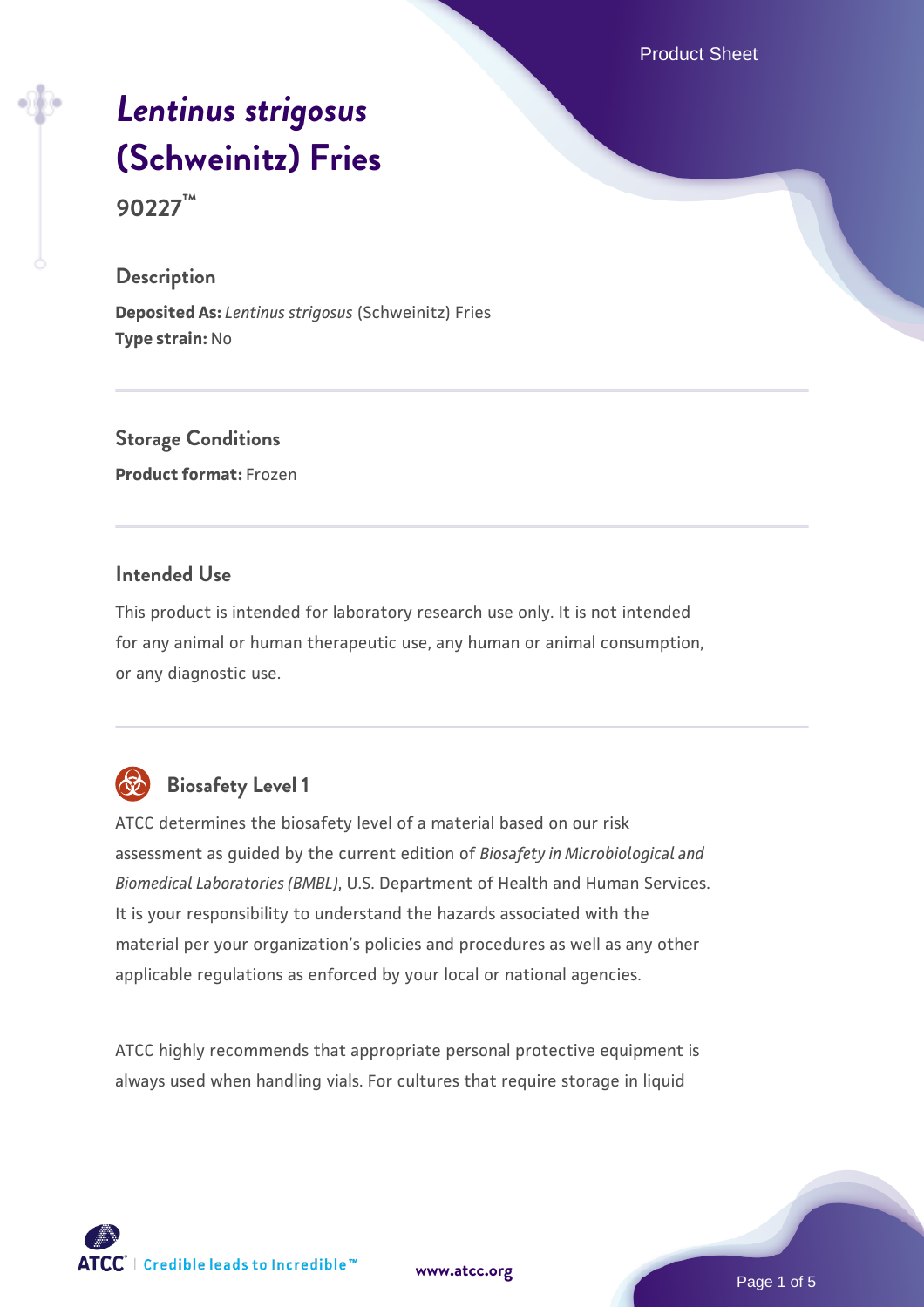# *Lentinus strigosus* (Schweinitz) Fries

**90227™**

## Description

**Deposited As:** *Lentinus strigosus* (Schweinitz) Fries
**Type strain:** No

## Storage Conditions

**Product format:** Frozen

## Intended Use

This product is intended for laboratory research use only. It is not intended for any animal or human therapeutic use, any human or animal consumption, or any diagnostic use.

## Biosafety Level 1

ATCC determines the biosafety level of a material based on our risk assessment as guided by the current edition of *Biosafety in Microbiological and Biomedical Laboratories (BMBL)*, U.S. Department of Health and Human Services. It is your responsibility to understand the hazards associated with the material per your organization's policies and procedures as well as any other applicable regulations as enforced by your local or national agencies.

ATCC highly recommends that appropriate personal protective equipment is always used when handling vials. For cultures that require storage in liquid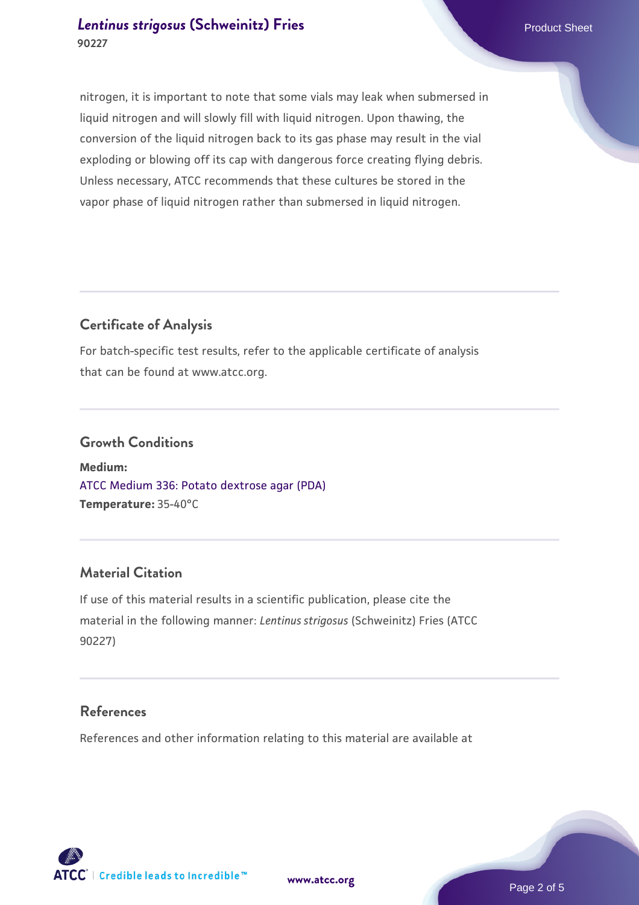nitrogen, it is important to note that some vials may leak when submersed in liquid nitrogen and will slowly fill with liquid nitrogen. Upon thawing, the conversion of the liquid nitrogen back to its gas phase may result in the vial exploding or blowing off its cap with dangerous force creating flying debris. Unless necessary, ATCC recommends that these cultures be stored in the vapor phase of liquid nitrogen rather than submersed in liquid nitrogen.

## Certificate of Analysis

For batch-specific test results, refer to the applicable certificate of analysis that can be found at www.atcc.org.

## Growth Conditions

**Medium:**
ATCC Medium 336: Potato dextrose agar (PDA)
**Temperature:** 35-40°C

## Material Citation

If use of this material results in a scientific publication, please cite the material in the following manner: *Lentinus strigosus* (Schweinitz) Fries (ATCC 90227)

## References

References and other information relating to this material are available at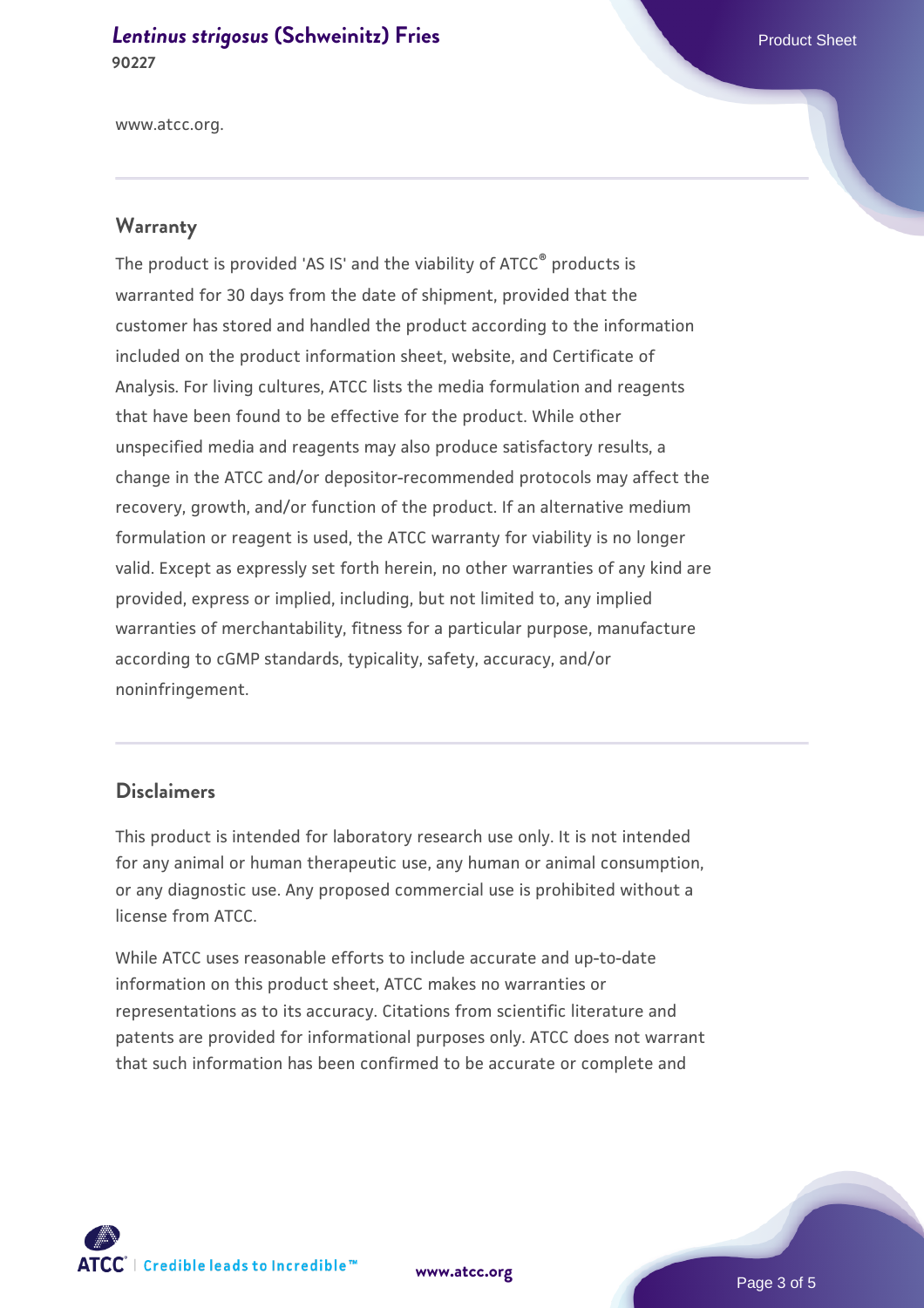www.atcc.org.

## Warranty

The product is provided 'AS IS' and the viability of ATCC® products is warranted for 30 days from the date of shipment, provided that the customer has stored and handled the product according to the information included on the product information sheet, website, and Certificate of Analysis. For living cultures, ATCC lists the media formulation and reagents that have been found to be effective for the product. While other unspecified media and reagents may also produce satisfactory results, a change in the ATCC and/or depositor-recommended protocols may affect the recovery, growth, and/or function of the product. If an alternative medium formulation or reagent is used, the ATCC warranty for viability is no longer valid. Except as expressly set forth herein, no other warranties of any kind are provided, express or implied, including, but not limited to, any implied warranties of merchantability, fitness for a particular purpose, manufacture according to cGMP standards, typicality, safety, accuracy, and/or noninfringement.

## Disclaimers

This product is intended for laboratory research use only. It is not intended for any animal or human therapeutic use, any human or animal consumption, or any diagnostic use. Any proposed commercial use is prohibited without a license from ATCC.

While ATCC uses reasonable efforts to include accurate and up-to-date information on this product sheet, ATCC makes no warranties or representations as to its accuracy. Citations from scientific literature and patents are provided for informational purposes only. ATCC does not warrant that such information has been confirmed to be accurate or complete and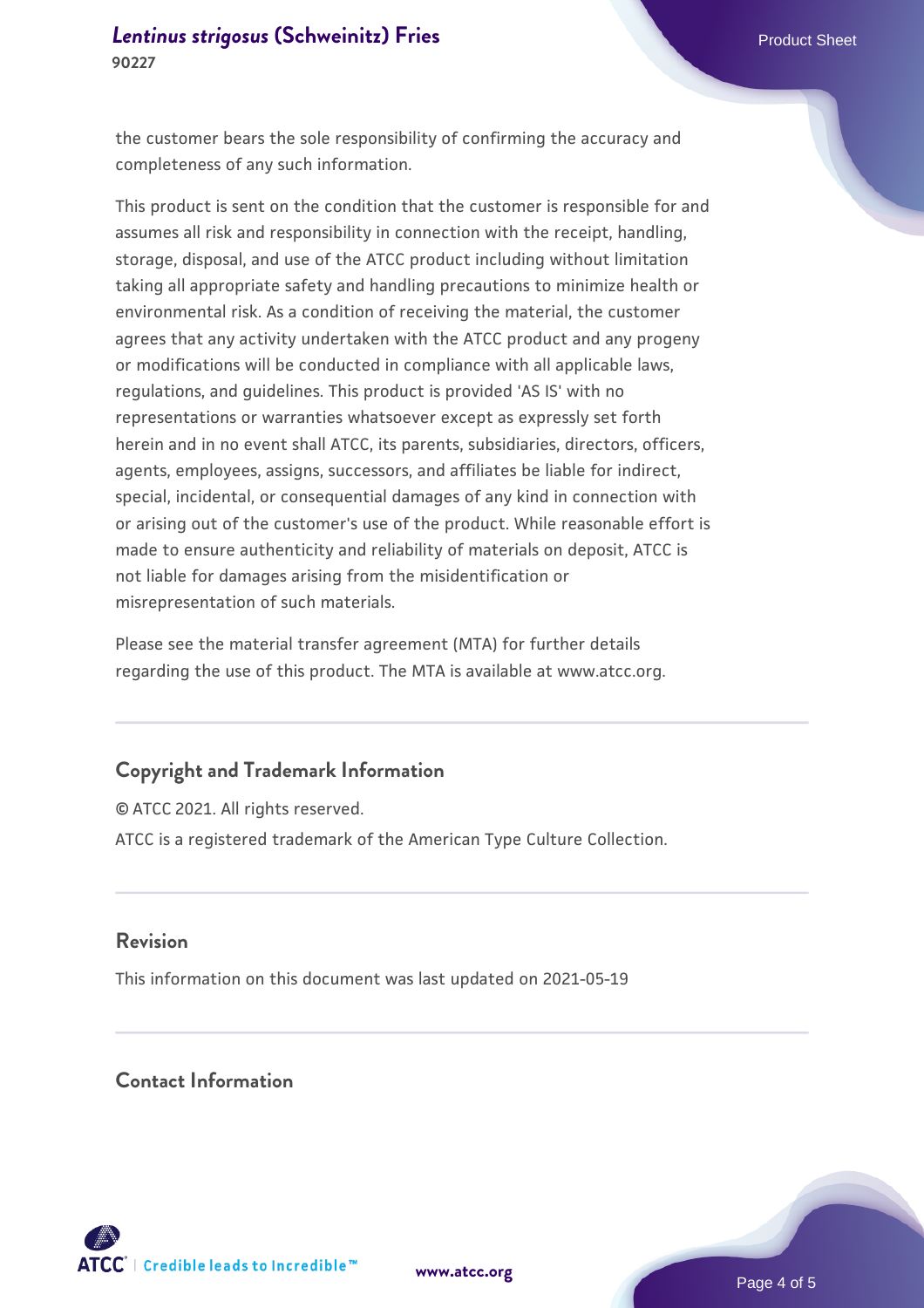the customer bears the sole responsibility of confirming the accuracy and completeness of any such information.

This product is sent on the condition that the customer is responsible for and assumes all risk and responsibility in connection with the receipt, handling, storage, disposal, and use of the ATCC product including without limitation taking all appropriate safety and handling precautions to minimize health or environmental risk. As a condition of receiving the material, the customer agrees that any activity undertaken with the ATCC product and any progeny or modifications will be conducted in compliance with all applicable laws, regulations, and guidelines. This product is provided 'AS IS' with no representations or warranties whatsoever except as expressly set forth herein and in no event shall ATCC, its parents, subsidiaries, directors, officers, agents, employees, assigns, successors, and affiliates be liable for indirect, special, incidental, or consequential damages of any kind in connection with or arising out of the customer's use of the product. While reasonable effort is made to ensure authenticity and reliability of materials on deposit, ATCC is not liable for damages arising from the misidentification or misrepresentation of such materials.

Please see the material transfer agreement (MTA) for further details regarding the use of this product. The MTA is available at www.atcc.org.

## Copyright and Trademark Information

© ATCC 2021. All rights reserved.

ATCC is a registered trademark of the American Type Culture Collection.

## Revision

This information on this document was last updated on 2021-05-19

## Contact Information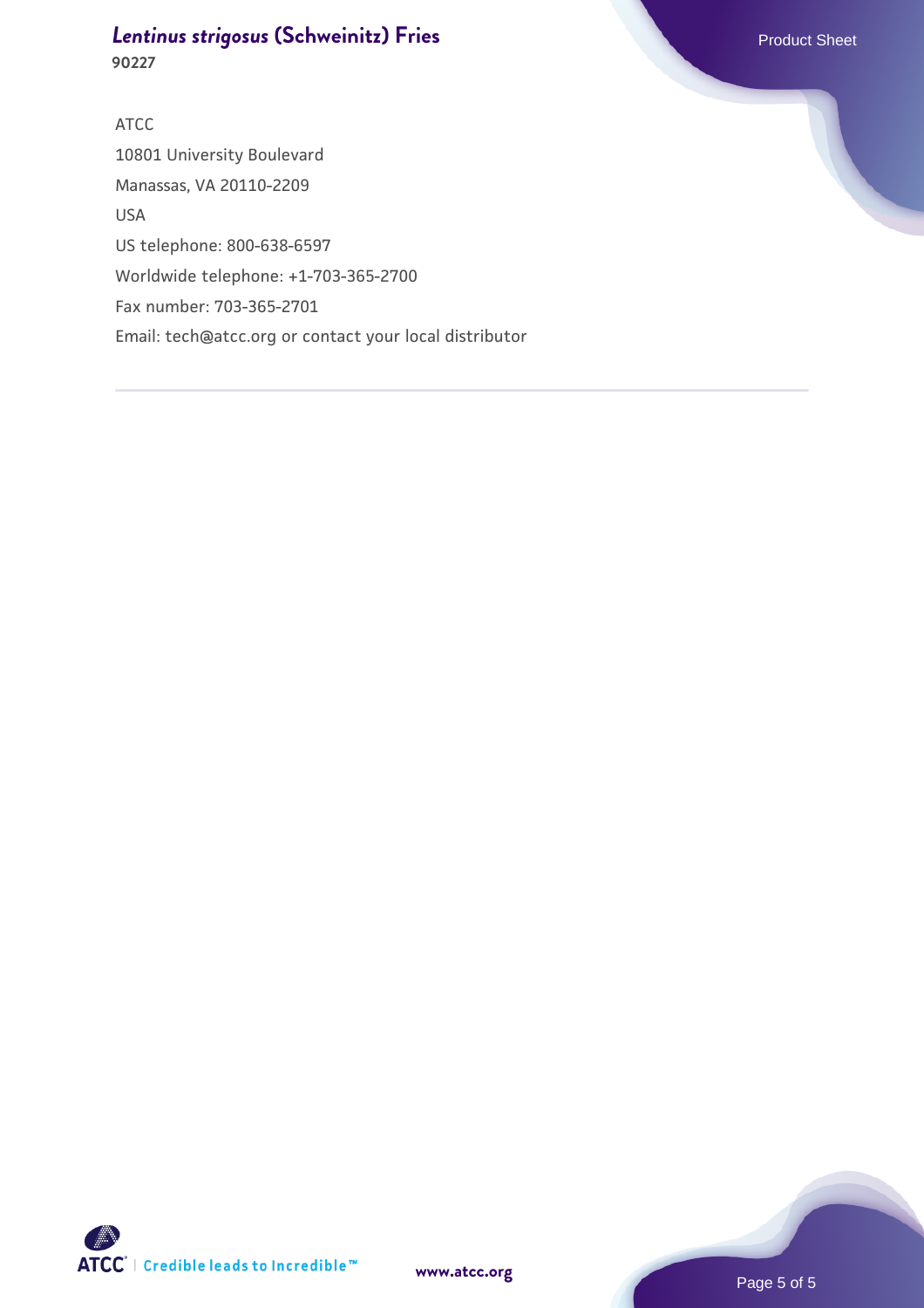ATCC

10801 University Boulevard

Manassas, VA 20110-2209

USA

US telephone: 800-638-6597

Worldwide telephone: +1-703-365-2700

Fax number: 703-365-2701

Email: tech@atcc.org or contact your local distributor